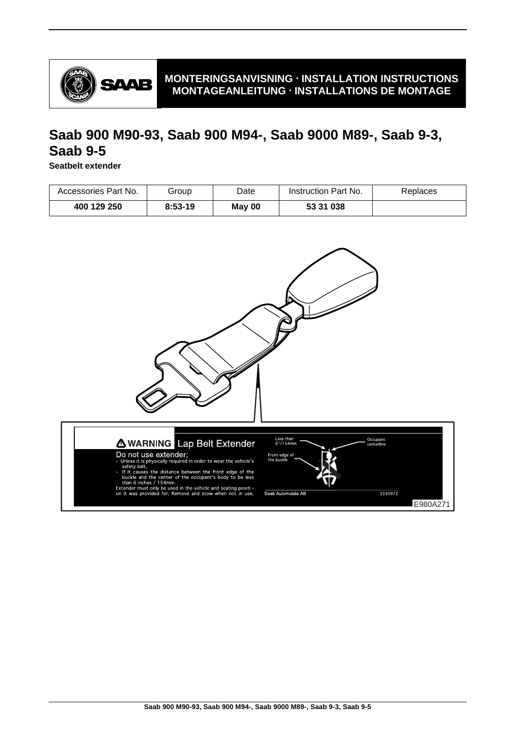MONTERINGSANVISNING · INSTALLATION INSTRUCTIONS
MONTAGEANLEITUNG · INSTALLATIONS DE MONTAGE

# Saab 900 M90-93, Saab 900 M94-, Saab 9000 M89-, Saab 9-3, Saab 9-5

**Seatbelt extender**

| Accessories Part No. | Group | Date | Instruction Part No. | Replaces |
|---|---|---|---|---|
| **400 129 250** | **8:53-19** | **May 00** | **53 31 038** | |

**WARNING** Lap Belt Extender

Do not use extender;
- Unless it is physically required in order to wear the vehicle's safety belt,
- If it causes the distance between the front edge of the buckle and the center of the occupant's body to be less than 6 inches / 154mm.

Extender must only be used in the vehicle and seating positi - on it was provided for. Remove and stow when not in use.

Less than 6"/154mm

Occupant centerline

Front edge of the buckle

Saab Automobile AB

5330972

E980A271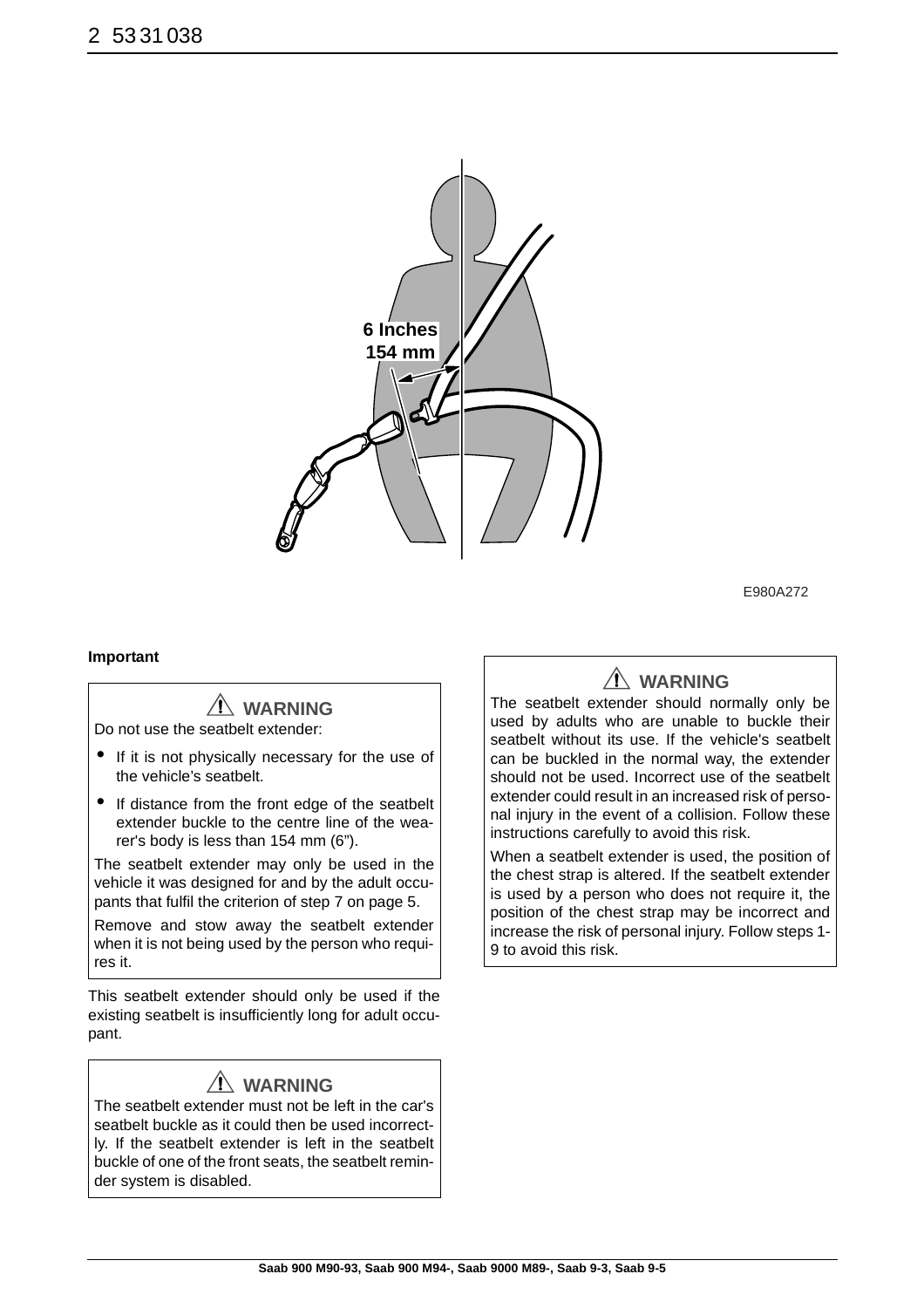6 Inches
154 mm

E980A272

**Important**

### ⚠ WARNING

Do not use the seatbelt extender:

- If it is not physically necessary for the use of the vehicle's seatbelt.
- If distance from the front edge of the seatbelt extender buckle to the centre line of the wearer's body is less than 154 mm (6”).

The seatbelt extender may only be used in the vehicle it was designed for and by the adult occupants that fulfil the criterion of step 7 on page 5.

Remove and stow away the seatbelt extender when it is not being used by the person who requires it.

This seatbelt extender should only be used if the existing seatbelt is insufficiently long for adult occupant.

### ⚠ WARNING

The seatbelt extender must not be left in the car's seatbelt buckle as it could then be used incorrectly. If the seatbelt extender is left in the seatbelt buckle of one of the front seats, the seatbelt reminder system is disabled.

### ⚠ WARNING

The seatbelt extender should normally only be used by adults who are unable to buckle their seatbelt without its use. If the vehicle's seatbelt can be buckled in the normal way, the extender should not be used. Incorrect use of the seatbelt extender could result in an increased risk of personal injury in the event of a collision. Follow these instructions carefully to avoid this risk.

When a seatbelt extender is used, the position of the chest strap is altered. If the seatbelt extender is used by a person who does not require it, the position of the chest strap may be incorrect and increase the risk of personal injury. Follow steps 1-9 to avoid this risk.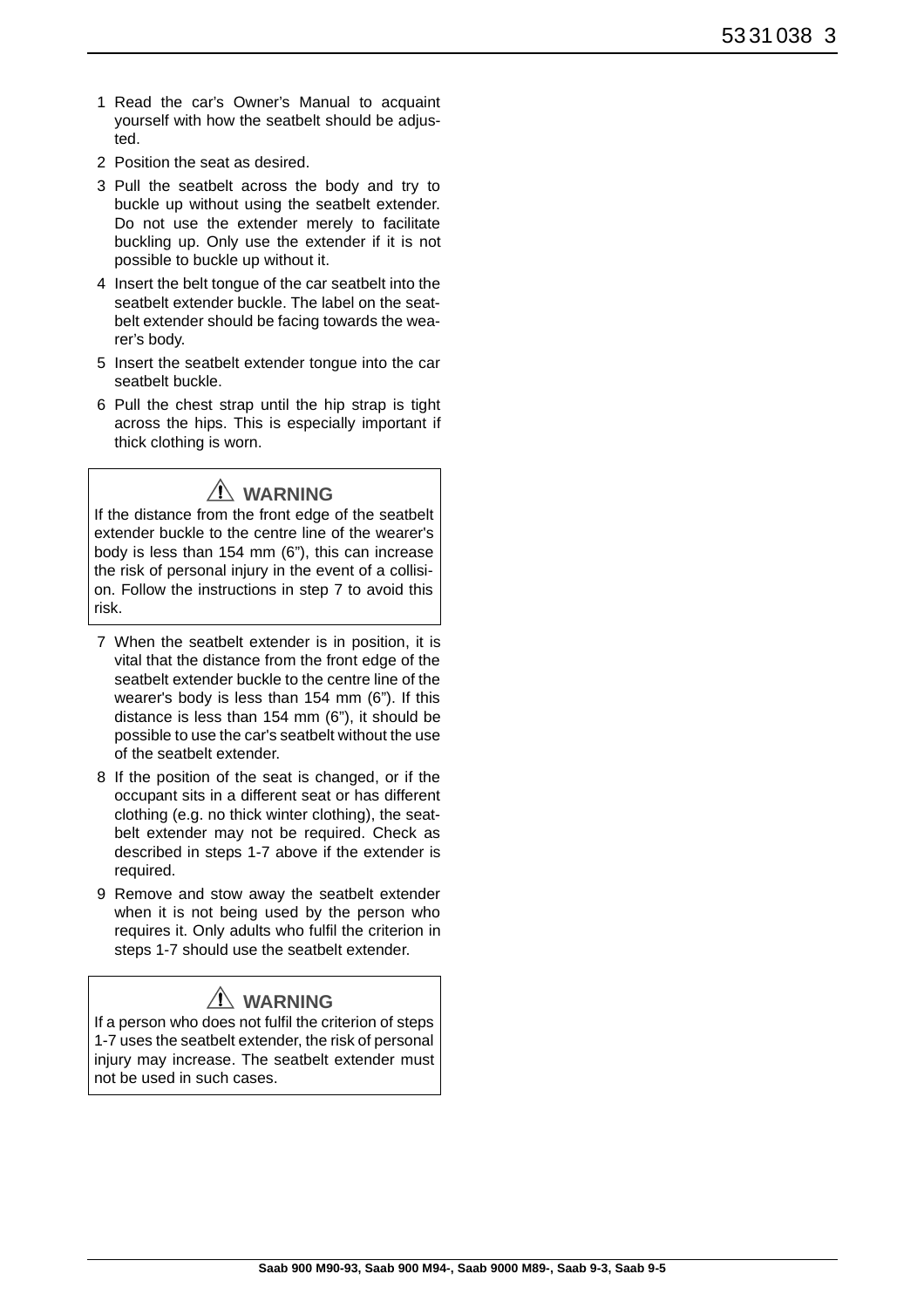1 Read the car's Owner's Manual to acquaint yourself with how the seatbelt should be adjusted.

2 Position the seat as desired.

3 Pull the seatbelt across the body and try to buckle up without using the seatbelt extender. Do not use the extender merely to facilitate buckling up. Only use the extender if it is not possible to buckle up without it.

4 Insert the belt tongue of the car seatbelt into the seatbelt extender buckle. The label on the seatbelt extender should be facing towards the wearer's body.

5 Insert the seatbelt extender tongue into the car seatbelt buckle.

6 Pull the chest strap until the hip strap is tight across the hips. This is especially important if thick clothing is worn.

> ⚠ **WARNING**
>
> If the distance from the front edge of the seatbelt extender buckle to the centre line of the wearer's body is less than 154 mm (6"), this can increase the risk of personal injury in the event of a collision. Follow the instructions in step 7 to avoid this risk.

7 When the seatbelt extender is in position, it is vital that the distance from the front edge of the seatbelt extender buckle to the centre line of the wearer's body is less than 154 mm (6"). If this distance is less than 154 mm (6"), it should be possible to use the car's seatbelt without the use of the seatbelt extender.

8 If the position of the seat is changed, or if the occupant sits in a different seat or has different clothing (e.g. no thick winter clothing), the seatbelt extender may not be required. Check as described in steps 1-7 above if the extender is required.

9 Remove and stow away the seatbelt extender when it is not being used by the person who requires it. Only adults who fulfil the criterion in steps 1-7 should use the seatbelt extender.

> ⚠ **WARNING**
>
> If a person who does not fulfil the criterion of steps 1-7 uses the seatbelt extender, the risk of personal injury may increase. The seatbelt extender must not be used in such cases.